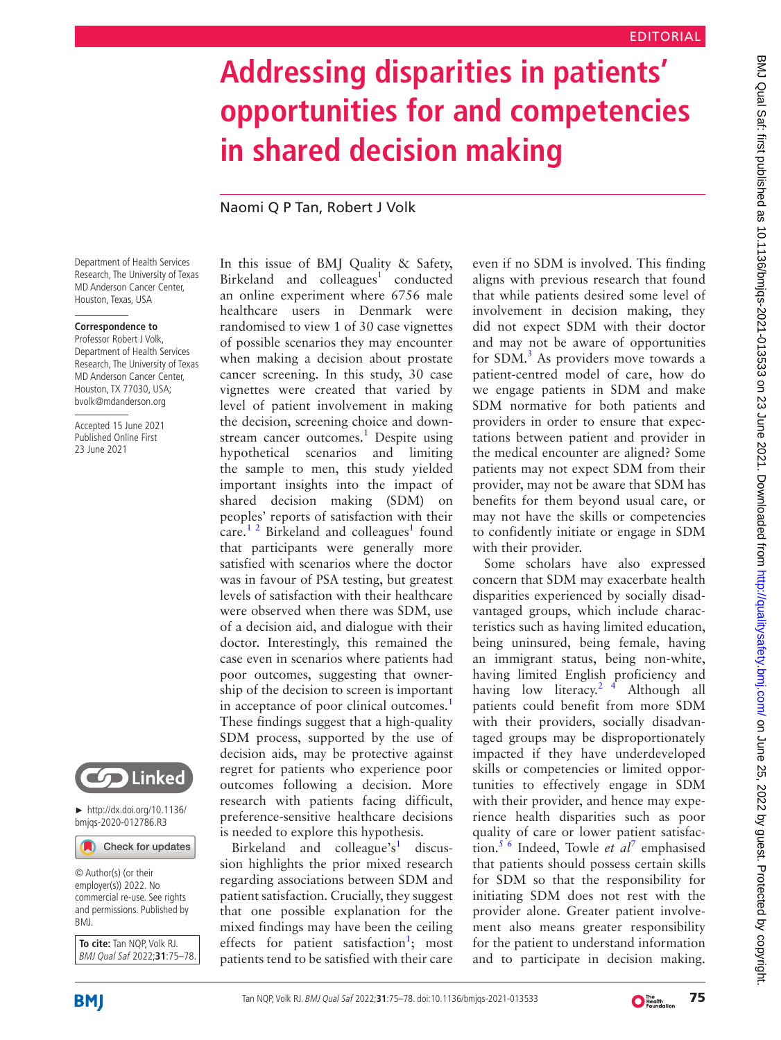EDITORIAL

# Addressing disparities in patients' opportunities for and competencies in shared decision making

Naomi Q P Tan, Robert J Volk

Department of Health Services Research, The University of Texas MD Anderson Cancer Center, Houston, Texas, USA

**Correspondence to**
Professor Robert J Volk, Department of Health Services Research, The University of Texas MD Anderson Cancer Center, Houston, TX 77030, USA; bvolk@mdanderson.org

Accepted 15 June 2021
Published Online First 23 June 2021

► http://dx.doi.org/10.1136/bmjqs-2020-012786.R3

© Author(s) (or their employer(s)) 2022. No commercial re-use. See rights and permissions. Published by BMJ.

**To cite:** Tan NQP, Volk RJ. *BMJ Qual Saf* 2022;**31**:75–78.

In this issue of BMJ Quality & Safety, Birkeland and colleagues[1] conducted an online experiment where 6756 male healthcare users in Denmark were randomised to view 1 of 30 case vignettes of possible scenarios they may encounter when making a decision about prostate cancer screening. In this study, 30 case vignettes were created that varied by level of patient involvement in making the decision, screening choice and downstream cancer outcomes.[1] Despite using hypothetical scenarios and limiting the sample to men, this study yielded important insights into the impact of shared decision making (SDM) on peoples' reports of satisfaction with their care.[1 2] Birkeland and colleagues[1] found that participants were generally more satisfied with scenarios where the doctor was in favour of PSA testing, but greatest levels of satisfaction with their healthcare were observed when there was SDM, use of a decision aid, and dialogue with their doctor. Interestingly, this remained the case even in scenarios where patients had poor outcomes, suggesting that ownership of the decision to screen is important in acceptance of poor clinical outcomes.[1] These findings suggest that a high-quality SDM process, supported by the use of decision aids, may be protective against regret for patients who experience poor outcomes following a decision. More research with patients facing difficult, preference-sensitive healthcare decisions is needed to explore this hypothesis.

Birkeland and colleague's[1] discussion highlights the prior mixed research regarding associations between SDM and patient satisfaction. Crucially, they suggest that one possible explanation for the mixed findings may have been the ceiling effects for patient satisfaction[1]; most patients tend to be satisfied with their care even if no SDM is involved. This finding aligns with previous research that found that while patients desired some level of involvement in decision making, they did not expect SDM with their doctor and may not be aware of opportunities for SDM.[3] As providers move towards a patient-centred model of care, how do we engage patients in SDM and make SDM normative for both patients and providers in order to ensure that expectations between patient and provider in the medical encounter are aligned? Some patients may not expect SDM from their provider, may not be aware that SDM has benefits for them beyond usual care, or may not have the skills or competencies to confidently initiate or engage in SDM with their provider.

Some scholars have also expressed concern that SDM may exacerbate health disparities experienced by socially disadvantaged groups, which include characteristics such as having limited education, being uninsured, being female, having an immigrant status, being non-white, having limited English proficiency and having low literacy.[2 4] Although all patients could benefit from more SDM with their providers, socially disadvantaged groups may be disproportionately impacted if they have underdeveloped skills or competencies or limited opportunities to effectively engage in SDM with their provider, and hence may experience health disparities such as poor quality of care or lower patient satisfaction.[5 6] Indeed, Towle *et al*[7] emphasised that patients should possess certain skills for SDM so that the responsibility for initiating SDM does not rest with the provider alone. Greater patient involvement also means greater responsibility for the patient to understand information and to participate in decision making.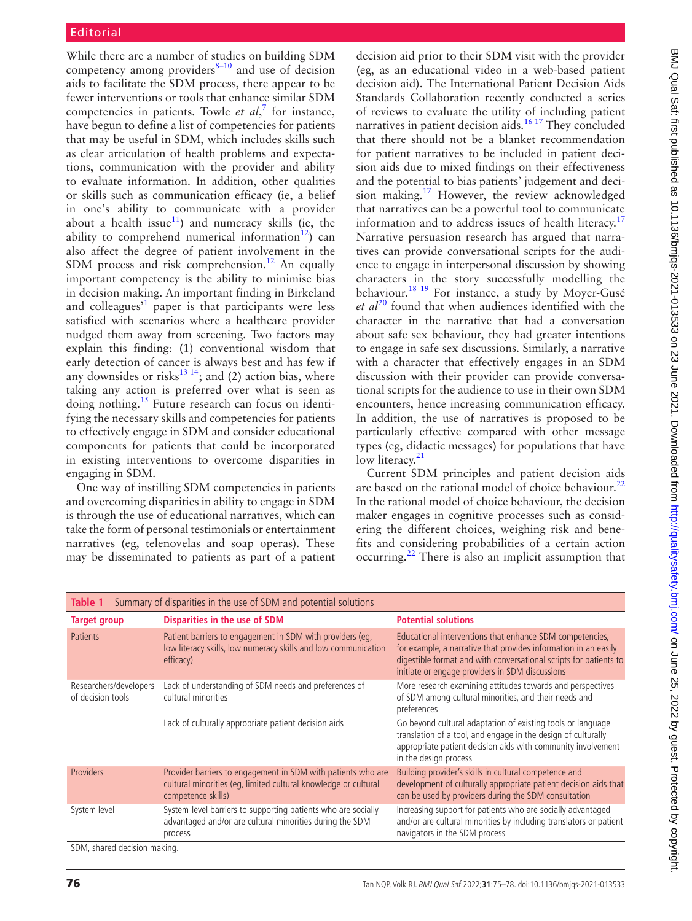While there are a number of studies on building SDM competency among providers[8–10] and use of decision aids to facilitate the SDM process, there appear to be fewer interventions or tools that enhance similar SDM competencies in patients. Towle *et al*,[7] for instance, have begun to define a list of competencies for patients that may be useful in SDM, which includes skills such as clear articulation of health problems and expectations, communication with the provider and ability to evaluate information. In addition, other qualities or skills such as communication efficacy (ie, a belief in one's ability to communicate with a provider about a health issue[11]) and numeracy skills (ie, the ability to comprehend numerical information[12]) can also affect the degree of patient involvement in the SDM process and risk comprehension.[12] An equally important competency is the ability to minimise bias in decision making. An important finding in Birkeland and colleagues'[1] paper is that participants were less satisfied with scenarios where a healthcare provider nudged them away from screening. Two factors may explain this finding: (1) conventional wisdom that early detection of cancer is always best and has few if any downsides or risks[13 14]; and (2) action bias, where taking any action is preferred over what is seen as doing nothing.[15] Future research can focus on identifying the necessary skills and competencies for patients to effectively engage in SDM and consider educational components for patients that could be incorporated in existing interventions to overcome disparities in engaging in SDM.

One way of instilling SDM competencies in patients and overcoming disparities in ability to engage in SDM is through the use of educational narratives, which can take the form of personal testimonials or entertainment narratives (eg, telenovelas and soap operas). These may be disseminated to patients as part of a patient decision aid prior to their SDM visit with the provider (eg, as an educational video in a web-based patient decision aid). The International Patient Decision Aids Standards Collaboration recently conducted a series of reviews to evaluate the utility of including patient narratives in patient decision aids.[16 17] They concluded that there should not be a blanket recommendation for patient narratives to be included in patient decision aids due to mixed findings on their effectiveness and the potential to bias patients' judgement and decision making.[17] However, the review acknowledged that narratives can be a powerful tool to communicate information and to address issues of health literacy.[17] Narrative persuasion research has argued that narratives can provide conversational scripts for the audience to engage in interpersonal discussion by showing characters in the story successfully modelling the behaviour.[18 19] For instance, a study by Moyer-Gusé *et al*[20] found that when audiences identified with the character in the narrative that had a conversation about safe sex behaviour, they had greater intentions to engage in safe sex discussions. Similarly, a narrative with a character that effectively engages in an SDM discussion with their provider can provide conversational scripts for the audience to use in their own SDM encounters, hence increasing communication efficacy. In addition, the use of narratives is proposed to be particularly effective compared with other message types (eg, didactic messages) for populations that have low literacy.[21]

Current SDM principles and patient decision aids are based on the rational model of choice behaviour.[22] In the rational model of choice behaviour, the decision maker engages in cognitive processes such as considering the different choices, weighing risk and benefits and considering probabilities of a certain action occurring.[22] There is also an implicit assumption that

**Table 1** Summary of disparities in the use of SDM and potential solutions

| Target group | Disparities in the use of SDM | Potential solutions |
|---|---|---|
| Patients | Patient barriers to engagement in SDM with providers (eg, low literacy skills, low numeracy skills and low communication efficacy) | Educational interventions that enhance SDM competencies, for example, a narrative that provides information in an easily digestible format and with conversational scripts for patients to initiate or engage providers in SDM discussions |
| Researchers/developers of decision tools | Lack of understanding of SDM needs and preferences of cultural minorities | More research examining attitudes towards and perspectives of SDM among cultural minorities, and their needs and preferences |
| | Lack of culturally appropriate patient decision aids | Go beyond cultural adaptation of existing tools or language translation of a tool, and engage in the design of culturally appropriate patient decision aids with community involvement in the design process |
| Providers | Provider barriers to engagement in SDM with patients who are cultural minorities (eg, limited cultural knowledge or cultural competence skills) | Building provider's skills in cultural competence and development of culturally appropriate patient decision aids that can be used by providers during the SDM consultation |
| System level | System-level barriers to supporting patients who are socially advantaged and/or are cultural minorities during the SDM process | Increasing support for patients who are socially advantaged and/or are cultural minorities by including translators or patient navigators in the SDM process |

SDM, shared decision making.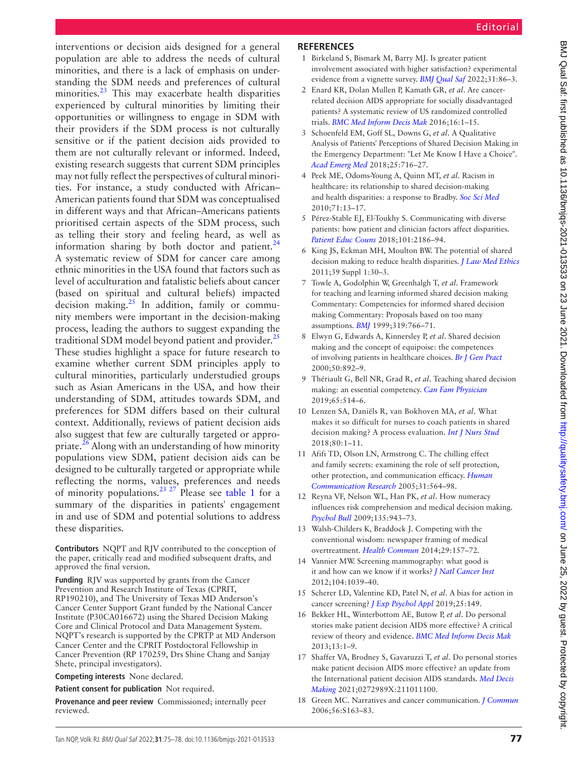interventions or decision aids designed for a general population are able to address the needs of cultural minorities, and there is a lack of emphasis on understanding the SDM needs and preferences of cultural minorities.[23] This may exacerbate health disparities experienced by cultural minorities by limiting their opportunities or willingness to engage in SDM with their providers if the SDM process is not culturally sensitive or if the patient decision aids provided to them are not culturally relevant or informed. Indeed, existing research suggests that current SDM principles may not fully reflect the perspectives of cultural minorities. For instance, a study conducted with African–American patients found that SDM was conceptualised in different ways and that African–Americans patients prioritised certain aspects of the SDM process, such as telling their story and feeling heard, as well as information sharing by both doctor and patient.[24] A systematic review of SDM for cancer care among ethnic minorities in the USA found that factors such as level of acculturation and fatalistic beliefs about cancer (based on spiritual and cultural beliefs) impacted decision making.[25] In addition, family or community members were important in the decision-making process, leading the authors to suggest expanding the traditional SDM model beyond patient and provider.[25] These studies highlight a space for future research to examine whether current SDM principles apply to cultural minorities, particularly understudied groups such as Asian Americans in the USA, and how their understanding of SDM, attitudes towards SDM, and preferences for SDM differs based on their cultural context. Additionally, reviews of patient decision aids also suggest that few are culturally targeted or appropriate.[26] Along with an understanding of how minority populations view SDM, patient decision aids can be designed to be culturally targeted or appropriate while reflecting the norms, values, preferences and needs of minority populations.[23,27] Please see table 1 for a summary of the disparities in patients' engagement in and use of SDM and potential solutions to address these disparities.

**Contributors** NQPT and RJV contributed to the conception of the paper, critically read and modified subsequent drafts, and approved the final version.

**Funding** RJV was supported by grants from the Cancer Prevention and Research Institute of Texas (CPRIT, RP190210), and The University of Texas MD Anderson's Cancer Center Support Grant funded by the National Cancer Institute (P30CA016672) using the Shared Decision Making Core and Clinical Protocol and Data Management System. NQPT's research is supported by the CPRTP at MD Anderson Cancer Center and the CPRIT Postdoctoral Fellowship in Cancer Prevention (RP 170259, Drs Shine Chang and Sanjay Shete, principal investigators).

**Competing interests** None declared.

**Patient consent for publication** Not required.

**Provenance and peer review** Commissioned; internally peer reviewed.

## REFERENCES

1. Birkeland S, Bismark M, Barry MJ. Is greater patient involvement associated with higher satisfaction? experimental evidence from a vignette survey. *BMJ Qual Saf* 2022;31:86–3.
2. Enard KR, Dolan Mullen P, Kamath GR, *et al*. Are cancer-related decision AIDS appropriate for socially disadvantaged patients? A systematic review of US randomized controlled trials. *BMC Med Inform Decis Mak* 2016;16:1–15.
3. Schoenfeld EM, Goff SL, Downs G, *et al*. A Qualitative Analysis of Patients' Perceptions of Shared Decision Making in the Emergency Department: "Let Me Know I Have a Choice". *Acad Emerg Med* 2018;25:716–27.
4. Peek ME, Odoms-Young A, Quinn MT, *et al*. Racism in healthcare: its relationship to shared decision-making and health disparities: a response to Bradby. *Soc Sci Med* 2010;71:13–17.
5. Pérez-Stable EJ, El-Toukhy S. Communicating with diverse patients: how patient and clinician factors affect disparities. *Patient Educ Couns* 2018;101:2186–94.
6. King JS, Eckman MH, Moulton BW. The potential of shared decision making to reduce health disparities. *J Law Med Ethics* 2011;39 Suppl 1:30–3.
7. Towle A, Godolphin W, Greenhalgh T, *et al*. Framework for teaching and learning informed shared decision making Commentary: Competencies for informed shared decision making Commentary: Proposals based on too many assumptions. *BMJ* 1999;319:766–71.
8. Elwyn G, Edwards A, Kinnersley P, *et al*. Shared decision making and the concept of equipoise: the competences of involving patients in healthcare choices. *Br J Gen Pract* 2000;50:892–9.
9. Thériault G, Bell NR, Grad R, *et al*. Teaching shared decision making: an essential competency. *Can Fam Physician* 2019;65:514–6.
10. Lenzen SA, Daniëls R, van Bokhoven MA, *et al*. What makes it so difficult for nurses to coach patients in shared decision making? A process evaluation. *Int J Nurs Stud* 2018;80:1–11.
11. Afifi TD, Olson LN, Armstrong C. The chilling effect and family secrets: examining the role of self protection, other protection, and communication efficacy. *Human Communication Research* 2005;31:564–98.
12. Reyna VF, Nelson WL, Han PK, *et al*. How numeracy influences risk comprehension and medical decision making. *Psychol Bull* 2009;135:943–73.
13. Walsh-Childers K, Braddock J. Competing with the conventional wisdom: newspaper framing of medical overtreatment. *Health Commun* 2014;29:157–72.
14. Vannier MW. Screening mammography: what good is it and how can we know if it works? *J Natl Cancer Inst* 2012;104:1039–40.
15. Scherer LD, Valentine KD, Patel N, *et al*. A bias for action in cancer screening? *J Exp Psychol Appl* 2019;25:149.
16. Bekker HL, Winterbottom AE, Butow P, *et al*. Do personal stories make patient decision AIDS more effective? A critical review of theory and evidence. *BMC Med Inform Decis Mak* 2013;13:1–9.
17. Shaffer VA, Brodney S, Gavaruzzi T, *et al*. Do personal stories make patient decision AIDS more effective? an update from the International patient decision AIDS standards. *Med Decis Making* 2021;0272989X:211011100.
18. Green MC. Narratives and cancer communication. *J Commun* 2006;56:S163–83.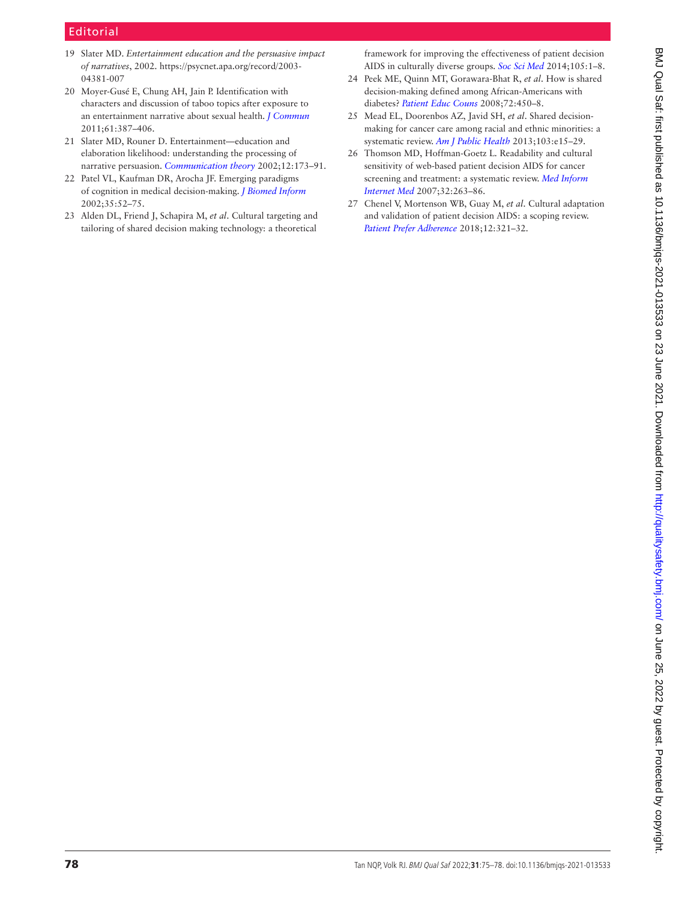19 Slater MD. *Entertainment education and the persuasive impact of narratives*, 2002. https://psycnet.apa.org/record/2003-04381-007

20 Moyer-Gusé E, Chung AH, Jain P. Identification with characters and discussion of taboo topics after exposure to an entertainment narrative about sexual health. *J Commun* 2011;61:387–406.

21 Slater MD, Rouner D. Entertainment—education and elaboration likelihood: understanding the processing of narrative persuasion. *Communication theory* 2002;12:173–91.

22 Patel VL, Kaufman DR, Arocha JF. Emerging paradigms of cognition in medical decision-making. *J Biomed Inform* 2002;35:52–75.

23 Alden DL, Friend J, Schapira M, *et al*. Cultural targeting and tailoring of shared decision making technology: a theoretical framework for improving the effectiveness of patient decision AIDS in culturally diverse groups. *Soc Sci Med* 2014;105:1–8.

24 Peek ME, Quinn MT, Gorawara-Bhat R, *et al*. How is shared decision-making defined among African-Americans with diabetes? *Patient Educ Couns* 2008;72:450–8.

25 Mead EL, Doorenbos AZ, Javid SH, *et al*. Shared decision-making for cancer care among racial and ethnic minorities: a systematic review. *Am J Public Health* 2013;103:e15–29.

26 Thomson MD, Hoffman-Goetz L. Readability and cultural sensitivity of web-based patient decision AIDS for cancer screening and treatment: a systematic review. *Med Inform Internet Med* 2007;32:263–86.

27 Chenel V, Mortenson WB, Guay M, *et al*. Cultural adaptation and validation of patient decision AIDS: a scoping review. *Patient Prefer Adherence* 2018;12:321–32.